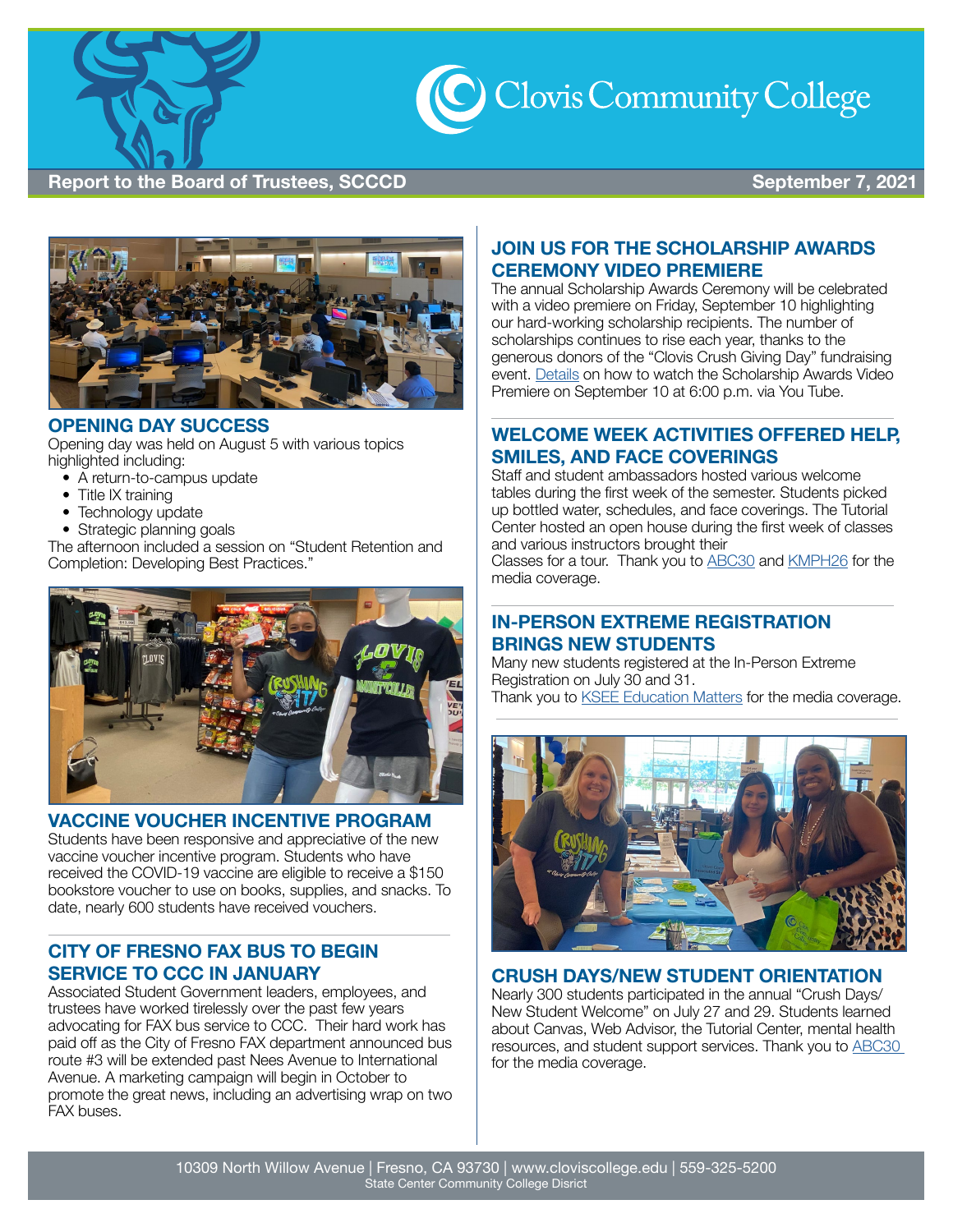# Clovis Community College

**Report to the Board of Trustees, SCCCD** — **September 7, 2021**

## OPENING DAY SUCCESS

Opening day was held on August 5 with various topics highlighted including:

- A return-to-campus update
- Title IX training
- Technology update
- Strategic planning goals

The afternoon included a session on "Student Retention and Completion: Developing Best Practices."

## VACCINE VOUCHER INCENTIVE PROGRAM

Students have been responsive and appreciative of the new vaccine voucher incentive program. Students who have received the COVID-19 vaccine are eligible to receive a $150 bookstore voucher to use on books, supplies, and snacks. To date, nearly 600 students have received vouchers.

## CITY OF FRESNO FAX BUS TO BEGIN SERVICE TO CCC IN JANUARY

Associated Student Government leaders, employees, and trustees have worked tirelessly over the past few years advocating for FAX bus service to CCC. Their hard work has paid off as the City of Fresno FAX department announced bus route #3 will be extended past Nees Avenue to International Avenue. A marketing campaign will begin in October to promote the great news, including an advertising wrap on two FAX buses.

## JOIN US FOR THE SCHOLARSHIP AWARDS CEREMONY VIDEO PREMIERE

The annual Scholarship Awards Ceremony will be celebrated with a video premiere on Friday, September 10 highlighting our hard-working scholarship recipients. The number of scholarships continues to rise each year, thanks to the generous donors of the "Clovis Crush Giving Day" fundraising event. Details on how to watch the Scholarship Awards Video Premiere on September 10 at 6:00 p.m. via You Tube.

## WELCOME WEEK ACTIVITIES OFFERED HELP, SMILES, AND FACE COVERINGS

Staff and student ambassadors hosted various welcome tables during the first week of the semester. Students picked up bottled water, schedules, and face coverings. The Tutorial Center hosted an open house during the first week of classes and various instructors brought their Classes for a tour. Thank you to ABC30 and KMPH26 for the media coverage.

## IN-PERSON EXTREME REGISTRATION BRINGS NEW STUDENTS

Many new students registered at the In-Person Extreme Registration on July 30 and 31.
Thank you to KSEE Education Matters for the media coverage.

## CRUSH DAYS/NEW STUDENT ORIENTATION

Nearly 300 students participated in the annual "Crush Days/ New Student Welcome" on July 27 and 29. Students learned about Canvas, Web Advisor, the Tutorial Center, mental health resources, and student support services. Thank you to ABC30 for the media coverage.

10309 North Willow Avenue | Fresno, CA 93730 | www.cloviscollege.edu | 559-325-5200
State Center Community College Disrict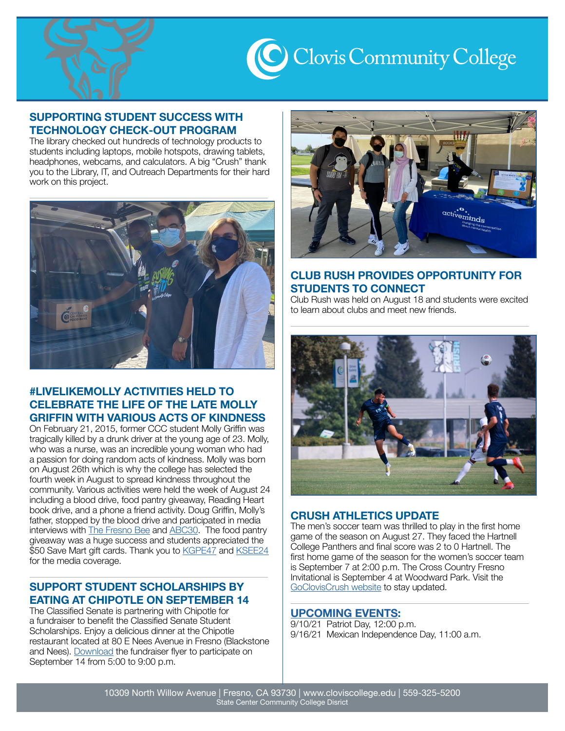# Clovis Community College

## SUPPORTING STUDENT SUCCESS WITH TECHNOLOGY CHECK-OUT PROGRAM

The library checked out hundreds of technology products to students including laptops, mobile hotspots, drawing tablets, headphones, webcams, and calculators. A big "Crush" thank you to the Library, IT, and Outreach Departments for their hard work on this project.

## #LIVELIKEMOLLY ACTIVITIES HELD TO CELEBRATE THE LIFE OF THE LATE MOLLY GRIFFIN WITH VARIOUS ACTS OF KINDNESS

On February 21, 2015, former CCC student Molly Griffin was tragically killed by a drunk driver at the young age of 23. Molly, who was a nurse, was an incredible young woman who had a passion for doing random acts of kindness. Molly was born on August 26th which is why the college has selected the fourth week in August to spread kindness throughout the community. Various activities were held the week of August 24 including a blood drive, food pantry giveaway, Reading Heart book drive, and a phone a friend activity. Doug Griffin, Molly's father, stopped by the blood drive and participated in media interviews with The Fresno Bee and ABC30. The food pantry giveaway was a huge success and students appreciated the $50 Save Mart gift cards. Thank you to KGPE47 and KSEE24 for the media coverage.

## SUPPORT STUDENT SCHOLARSHIPS BY EATING AT CHIPOTLE ON SEPTEMBER 14

The Classified Senate is partnering with Chipotle for a fundraiser to benefit the Classified Senate Student Scholarships. Enjoy a delicious dinner at the Chipotle restaurant located at 80 E Nees Avenue in Fresno (Blackstone and Nees). Download the fundraiser flyer to participate on September 14 from 5:00 to 9:00 p.m.

## CLUB RUSH PROVIDES OPPORTUNITY FOR STUDENTS TO CONNECT

Club Rush was held on August 18 and students were excited to learn about clubs and meet new friends.

## CRUSH ATHLETICS UPDATE

The men's soccer team was thrilled to play in the first home game of the season on August 27. They faced the Hartnell College Panthers and final score was 2 to 0 Hartnell. The first home game of the season for the women's soccer team is September 7 at 2:00 p.m. The Cross Country Fresno Invitational is September 4 at Woodward Park. Visit the GoClovisCrush website to stay updated.

## UPCOMING EVENTS:

9/10/21 Patriot Day, 12:00 p.m.
9/16/21 Mexican Independence Day, 11:00 a.m.

10309 North Willow Avenue | Fresno, CA 93730 | www.cloviscollege.edu | 559-325-5200
State Center Community College Disrict